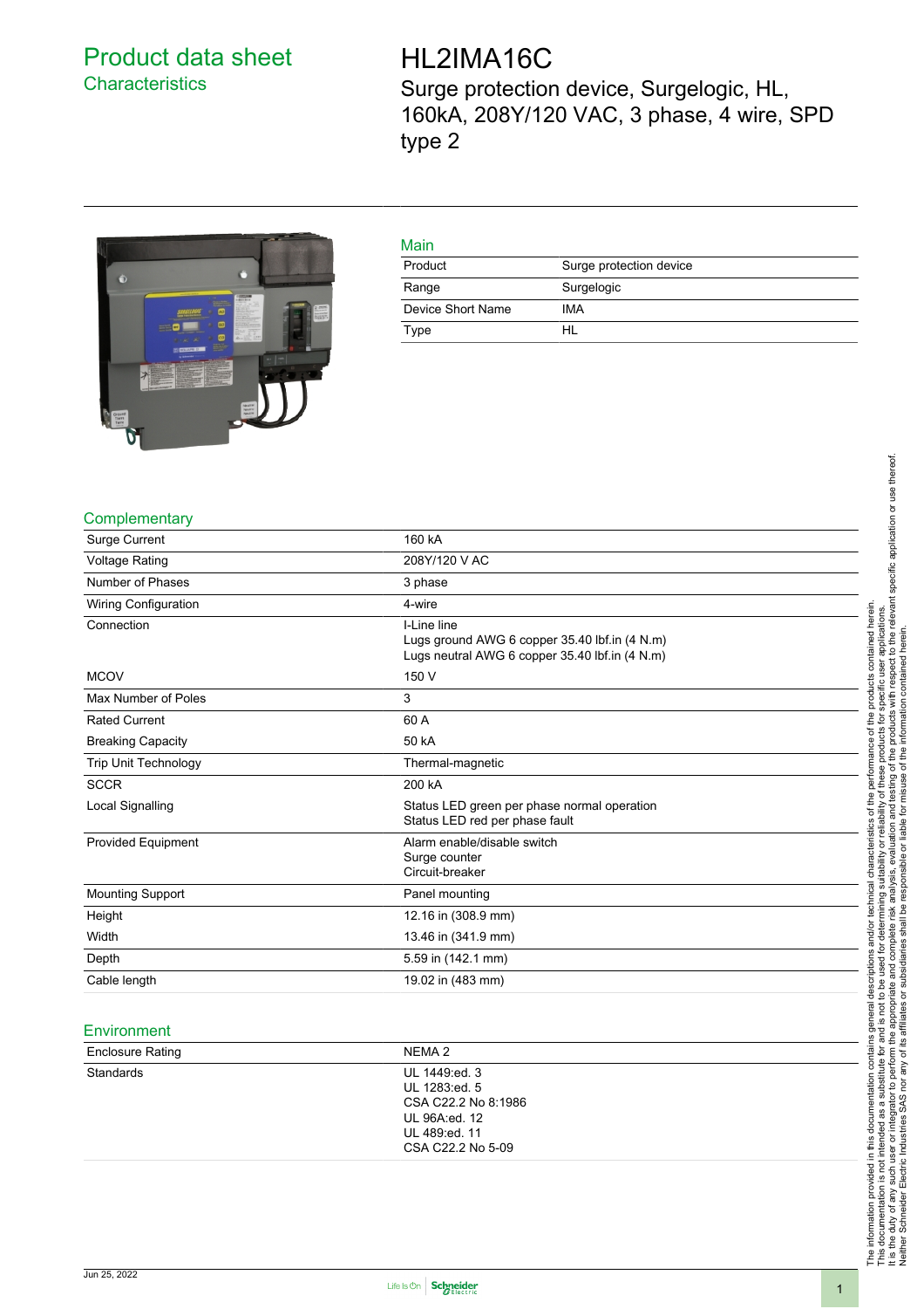# Product data sheet
## Characteristics

# HL2IMA16C

Surge protection device, Surgelogic, HL, 160kA, 208Y/120 VAC, 3 phase, 4 wire, SPD type 2

### Main

| | |
|---|---|
| Product | Surge protection device |
| Range | Surgelogic |
| Device Short Name | IMA |
| Type | HL |

### Complementary

| | |
|---|---|
| Surge Current | 160 kA |
| Voltage Rating | 208Y/120 V AC |
| Number of Phases | 3 phase |
| Wiring Configuration | 4-wire |
| Connection | I-Line line<br>Lugs ground AWG 6 copper 35.40 lbf.in (4 N.m)<br>Lugs neutral AWG 6 copper 35.40 lbf.in (4 N.m) |
| MCOV | 150 V |
| Max Number of Poles | 3 |
| Rated Current | 60 A |
| Breaking Capacity | 50 kA |
| Trip Unit Technology | Thermal-magnetic |
| SCCR | 200 kA |
| Local Signalling | Status LED green per phase normal operation<br>Status LED red per phase fault |
| Provided Equipment | Alarm enable/disable switch<br>Surge counter<br>Circuit-breaker |
| Mounting Support | Panel mounting |
| Height | 12.16 in (308.9 mm) |
| Width | 13.46 in (341.9 mm) |
| Depth | 5.59 in (142.1 mm) |
| Cable length | 19.02 in (483 mm) |

### Environment

| | |
|---|---|
| Enclosure Rating | NEMA 2 |
| Standards | UL 1449:ed. 3<br>UL 1283:ed. 5<br>CSA C22.2 No 8:1986<br>UL 96A:ed. 12<br>UL 489:ed. 11<br>CSA C22.2 No 5-09 |

The information provided in this documentation contains general descriptions and/or technical characteristics of the performance of the products contained herein. This documentation is not intended as a substitute for and is not to be used for determining suitability or reliability of these products for specific user applications. It is the duty of any such user or integrator to perform the appropriate and complete risk analysis, evaluation and testing of the products with respect to the relevant specific application or use thereof. Neither Schneider Electric Industries SAS nor any of its affiliates or subsidiaries shall be responsible or liable for misuse of the information contained herein.

Jun 25, 2022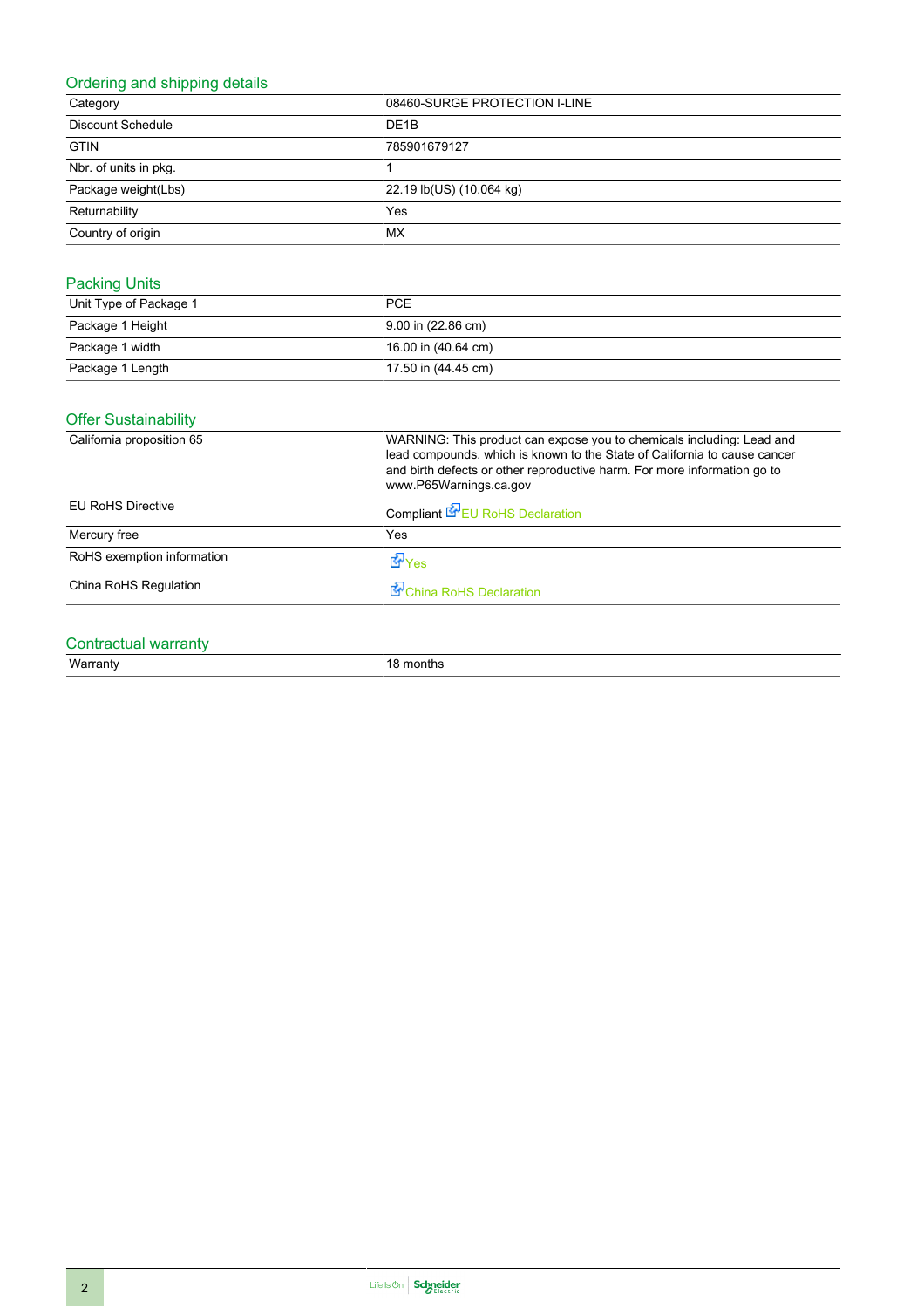## Ordering and shipping details

| | |
|---|---|
| Category | 08460-SURGE PROTECTION I-LINE |
| Discount Schedule | DE1B |
| GTIN | 785901679127 |
| Nbr. of units in pkg. | 1 |
| Package weight(Lbs) | 22.19 lb(US) (10.064 kg) |
| Returnability | Yes |
| Country of origin | MX |

## Packing Units

| | |
|---|---|
| Unit Type of Package 1 | PCE |
| Package 1 Height | 9.00 in (22.86 cm) |
| Package 1 width | 16.00 in (40.64 cm) |
| Package 1 Length | 17.50 in (44.45 cm) |

## Offer Sustainability

| | |
|---|---|
| California proposition 65 | WARNING: This product can expose you to chemicals including: Lead and lead compounds, which is known to the State of California to cause cancer and birth defects or other reproductive harm. For more information go to www.P65Warnings.ca.gov |
| EU RoHS Directive | Compliant EU RoHS Declaration |
| Mercury free | Yes |
| RoHS exemption information | Yes |
| China RoHS Regulation | China RoHS Declaration |

## Contractual warranty

| | |
|---|---|
| Warranty | 18 months |